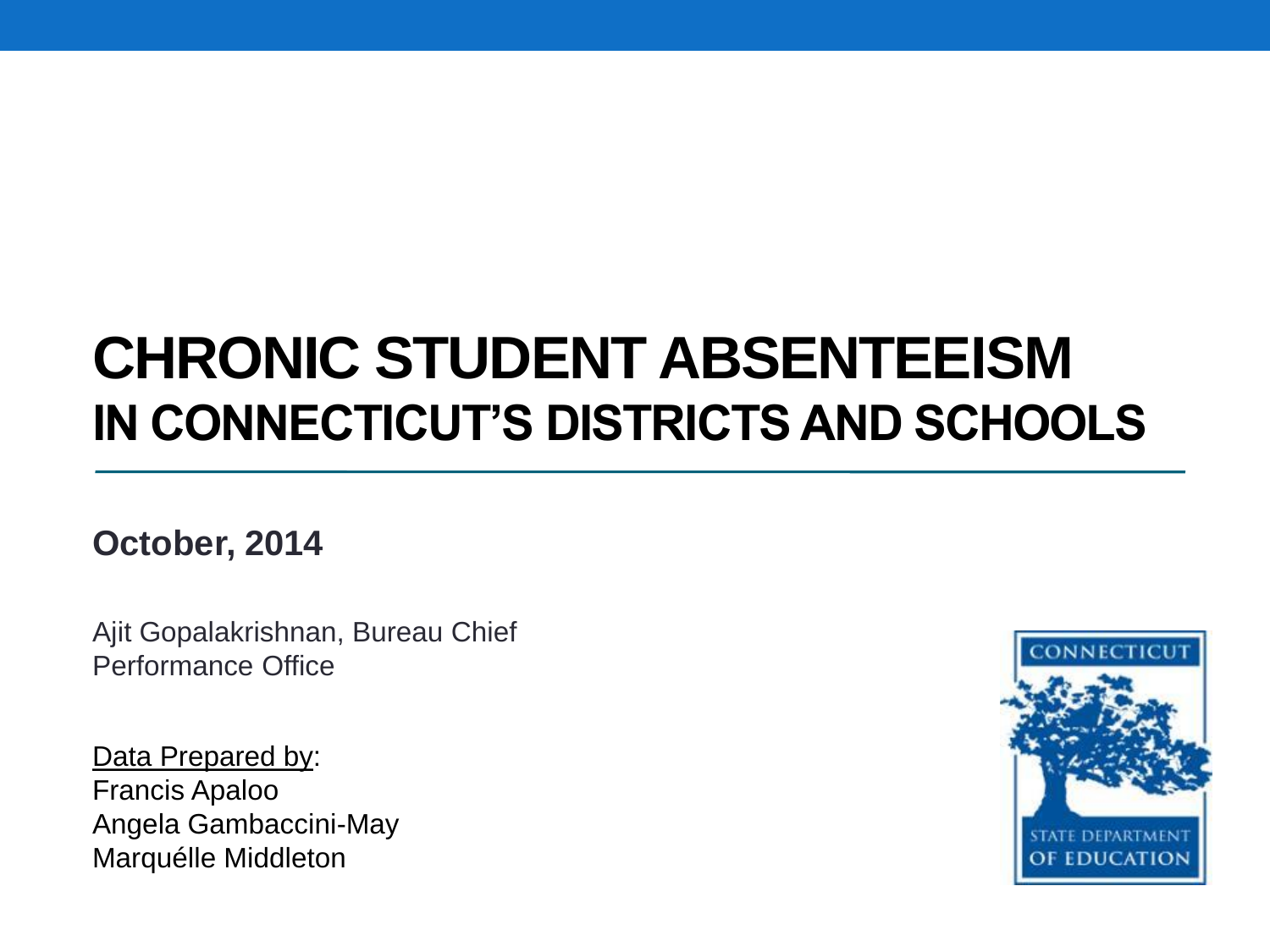# CHRONIC STUDENT ABSENTEEISM
## IN CONNECTICUT'S DISTRICTS AND SCHOOLS

**October, 2014**

Ajit Gopalakrishnan, Bureau Chief
Performance Office

Data Prepared by:
Francis Apaloo
Angela Gambaccini-May
Marquélle Middleton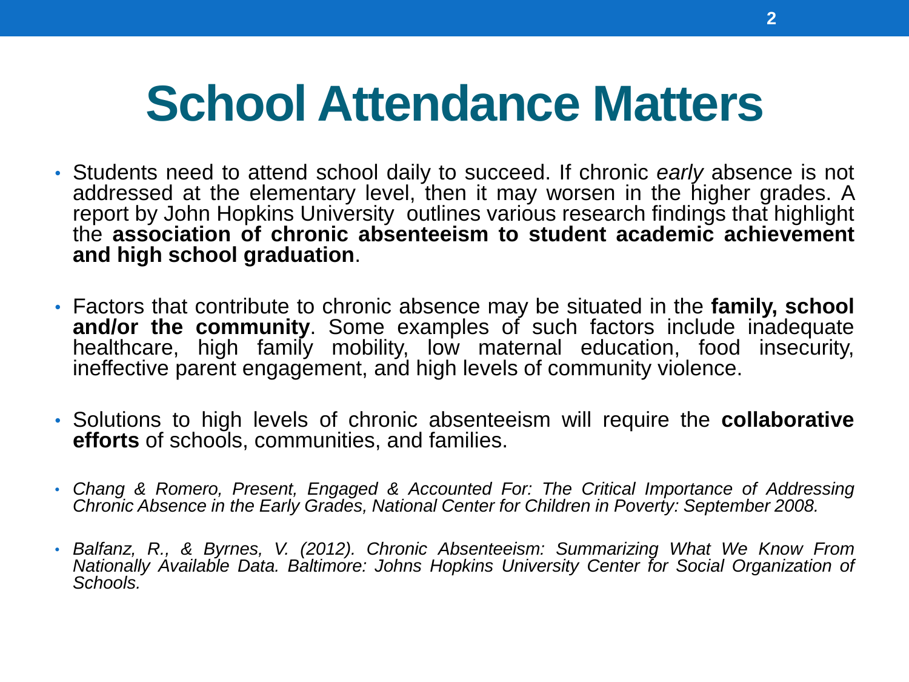# School Attendance Matters

- Students need to attend school daily to succeed. If chronic *early* absence is not addressed at the elementary level, then it may worsen in the higher grades. A report by John Hopkins University outlines various research findings that highlight the **association of chronic absenteeism to student academic achievement and high school graduation**.

- Factors that contribute to chronic absence may be situated in the **family, school and/or the community**. Some examples of such factors include inadequate healthcare, high family mobility, low maternal education, food insecurity, ineffective parent engagement, and high levels of community violence.

- Solutions to high levels of chronic absenteeism will require the **collaborative efforts** of schools, communities, and families.

- *Chang & Romero, Present, Engaged & Accounted For: The Critical Importance of Addressing Chronic Absence in the Early Grades, National Center for Children in Poverty: September 2008.*

- *Balfanz, R., & Byrnes, V. (2012). Chronic Absenteeism: Summarizing What We Know From Nationally Available Data. Baltimore: Johns Hopkins University Center for Social Organization of Schools.*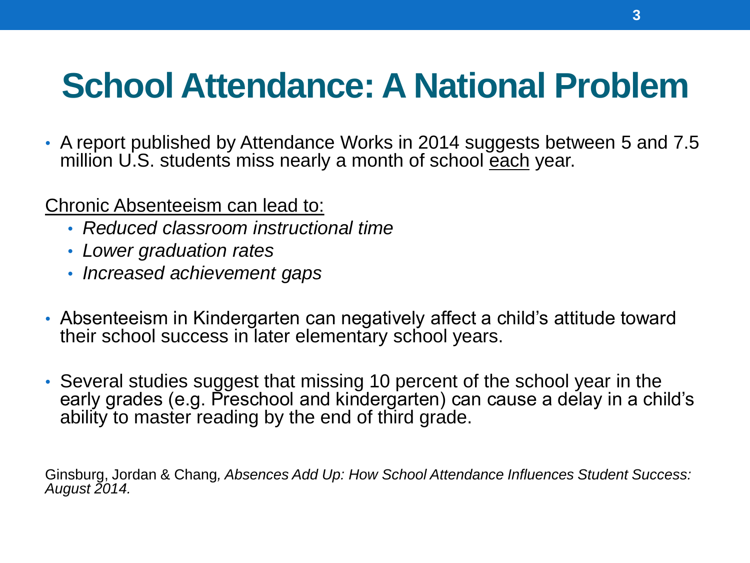# School Attendance: A National Problem

- A report published by Attendance Works in 2014 suggests between 5 and 7.5 million U.S. students miss nearly a month of school <u>each</u> year.

<u>Chronic Absenteeism can lead to:</u>

- *Reduced classroom instructional time*
- *Lower graduation rates*
- *Increased achievement gaps*

- Absenteeism in Kindergarten can negatively affect a child's attitude toward their school success in later elementary school years.

- Several studies suggest that missing 10 percent of the school year in the early grades (e.g. Preschool and kindergarten) can cause a delay in a child's ability to master reading by the end of third grade.

Ginsburg, Jordan & Chang*, Absences Add Up: How School Attendance Influences Student Success: August 2014.*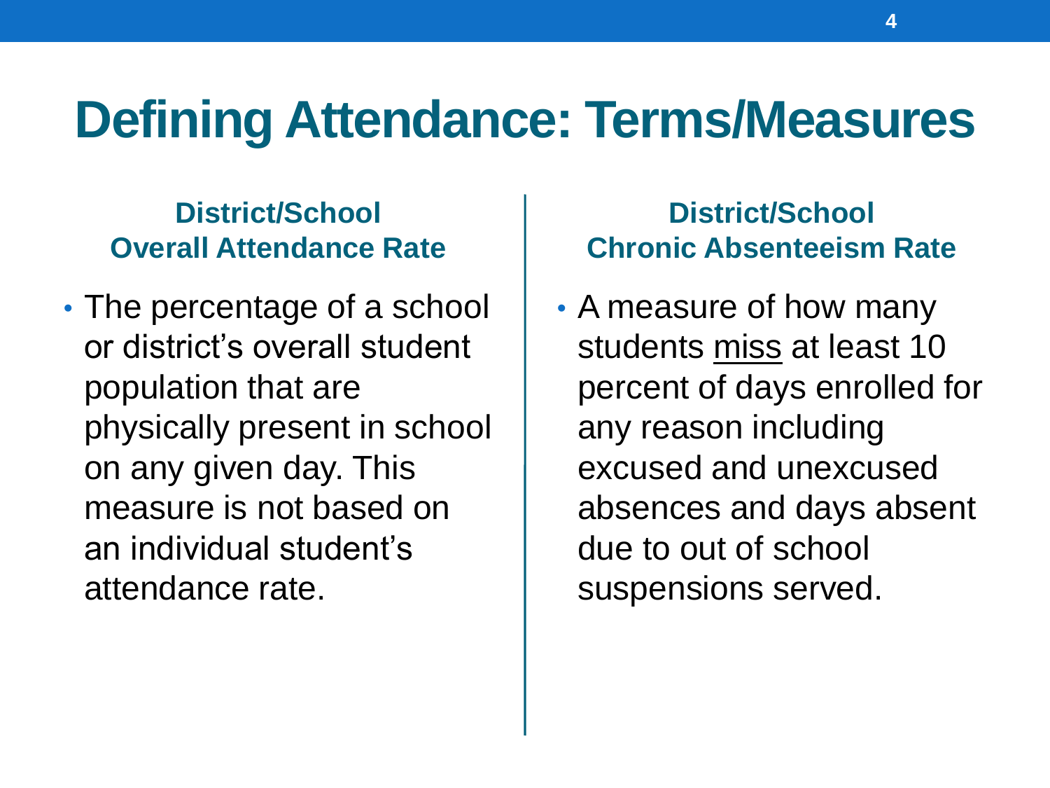# Defining Attendance: Terms/Measures

### District/School Overall Attendance Rate

- The percentage of a school or district's overall student population that are physically present in school on any given day. This measure is not based on an individual student's attendance rate.

### District/School Chronic Absenteeism Rate

- A measure of how many students <u>miss</u> at least 10 percent of days enrolled for any reason including excused and unexcused absences and days absent due to out of school suspensions served.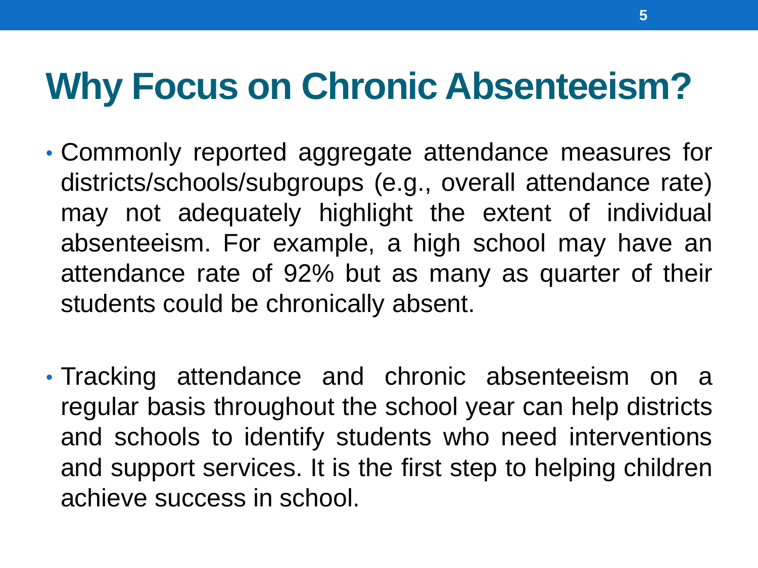# Why Focus on Chronic Absenteeism?

- Commonly reported aggregate attendance measures for districts/schools/subgroups (e.g., overall attendance rate) may not adequately highlight the extent of individual absenteeism. For example, a high school may have an attendance rate of 92% but as many as quarter of their students could be chronically absent.

- Tracking attendance and chronic absenteeism on a regular basis throughout the school year can help districts and schools to identify students who need interventions and support services. It is the first step to helping children achieve success in school.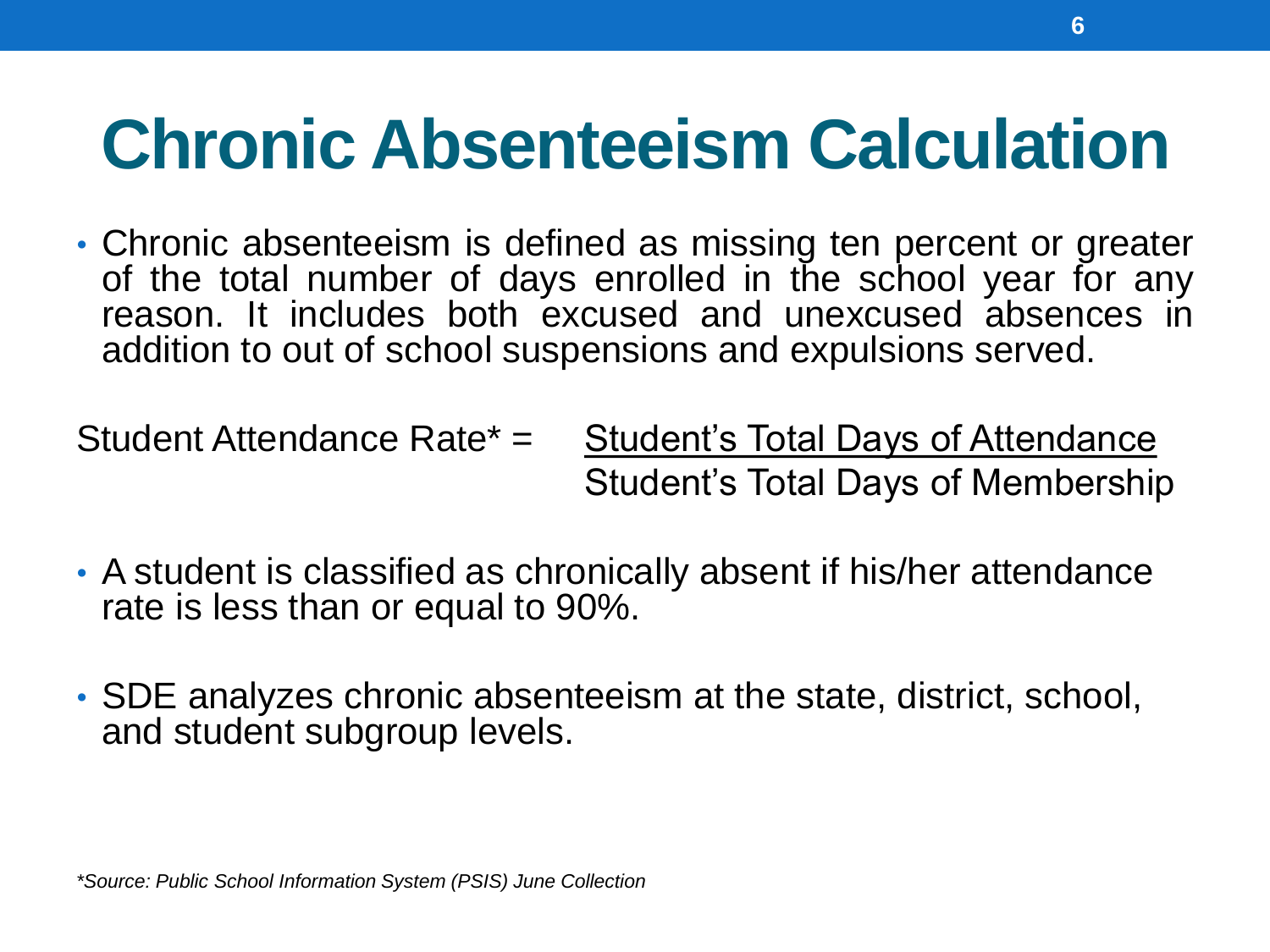# Chronic Absenteeism Calculation

- Chronic absenteeism is defined as missing ten percent or greater of the total number of days enrolled in the school year for any reason. It includes both excused and unexcused absences in addition to out of school suspensions and expulsions served.

$$\text{Student Attendance Rate*} = \frac{\text{Student's Total Days of Attendance}}{\text{Student's Total Days of Membership}}$$

- A student is classified as chronically absent if his/her attendance rate is less than or equal to 90%.
- SDE analyzes chronic absenteeism at the state, district, school, and student subgroup levels.

*\*Source: Public School Information System (PSIS) June Collection*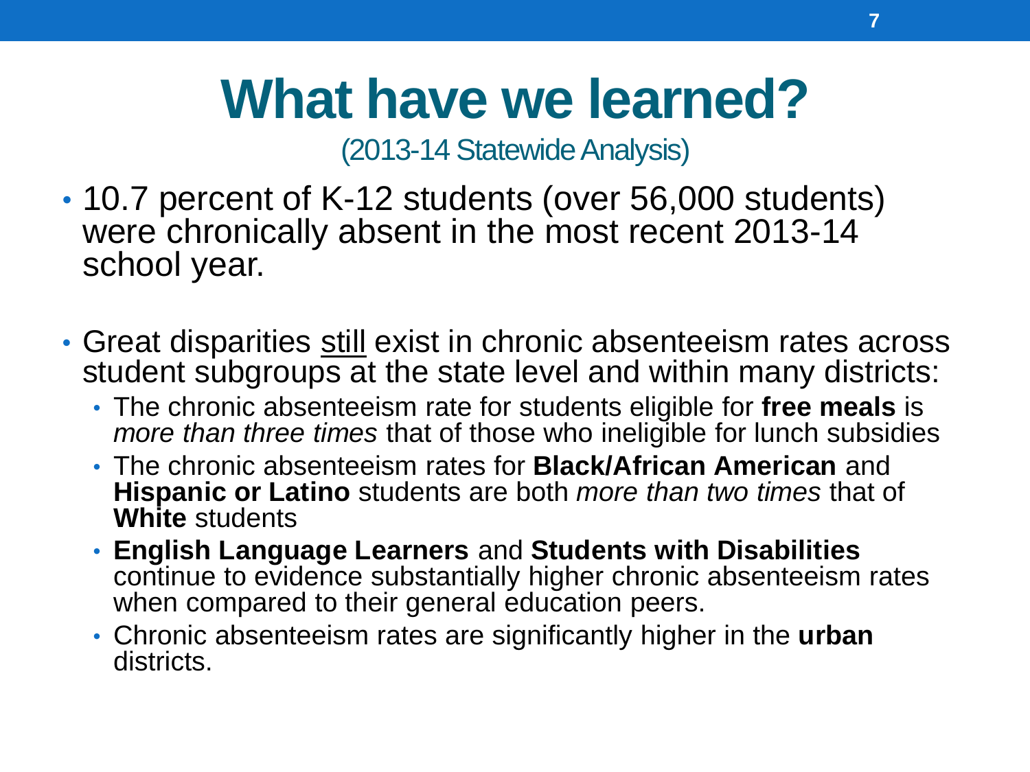# What have we learned?

(2013-14 Statewide Analysis)

- 10.7 percent of K-12 students (over 56,000 students) were chronically absent in the most recent 2013-14 school year.
- Great disparities <u>still</u> exist in chronic absenteeism rates across student subgroups at the state level and within many districts:
  - The chronic absenteeism rate for students eligible for **free meals** is *more than three times* that of those who ineligible for lunch subsidies
  - The chronic absenteeism rates for **Black/African American** and **Hispanic or Latino** students are both *more than two times* that of **White** students
  - **English Language Learners** and **Students with Disabilities** continue to evidence substantially higher chronic absenteeism rates when compared to their general education peers.
  - Chronic absenteeism rates are significantly higher in the **urban** districts.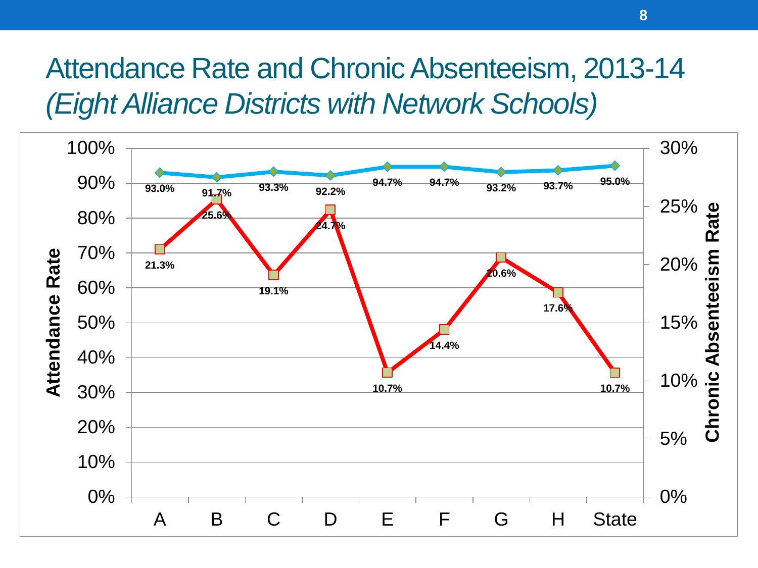# Attendance Rate and Chronic Absenteeism, 2013-14
## *(Eight Alliance Districts with Network Schools)*

| District | Attendance Rate | Chronic Absenteeism Rate |
|---|---|---|
| A | 93.0% | 21.3% |
| B | 91.7% | 25.6% |
| C | 93.3% | 19.1% |
| D | 92.2% | 24.7% |
| E | 94.7% | 10.7% |
| F | 94.7% | 14.4% |
| G | 93.2% | 20.6% |
| H | 93.7% | 17.6% |
| State | 95.0% | 10.7% |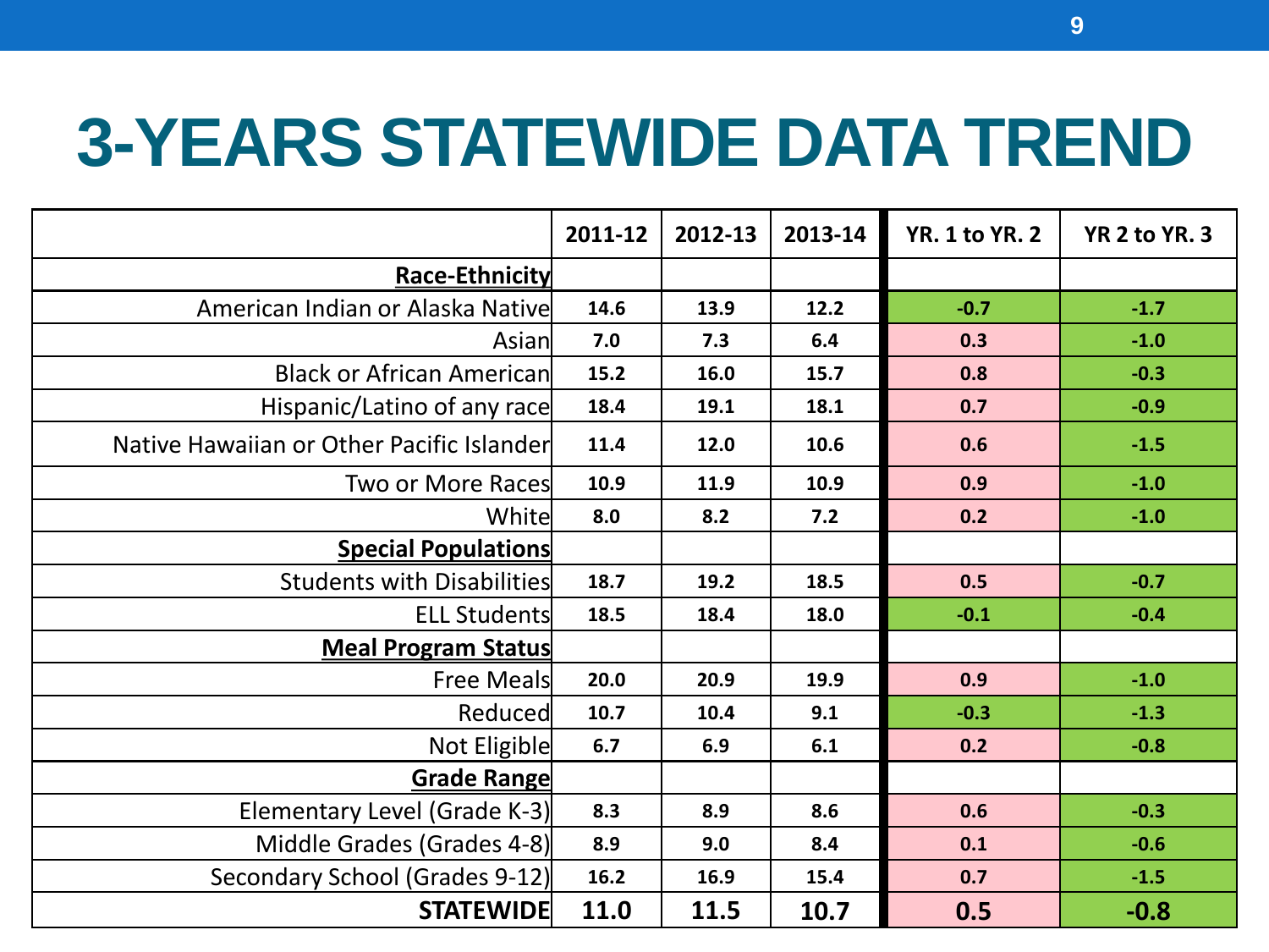# 3-YEARS STATEWIDE DATA TREND

| | 2011-12 | 2012-13 | 2013-14 | YR. 1 to YR. 2 | YR 2 to YR. 3 |
|---|---|---|---|---|---|
| **Race-Ethnicity** | | | | | |
| American Indian or Alaska Native | 14.6 | 13.9 | 12.2 | -0.7 | -1.7 |
| Asian | 7.0 | 7.3 | 6.4 | 0.3 | -1.0 |
| Black or African American | 15.2 | 16.0 | 15.7 | 0.8 | -0.3 |
| Hispanic/Latino of any race | 18.4 | 19.1 | 18.1 | 0.7 | -0.9 |
| Native Hawaiian or Other Pacific Islander | 11.4 | 12.0 | 10.6 | 0.6 | -1.5 |
| Two or More Races | 10.9 | 11.9 | 10.9 | 0.9 | -1.0 |
| White | 8.0 | 8.2 | 7.2 | 0.2 | -1.0 |
| **Special Populations** | | | | | |
| Students with Disabilities | 18.7 | 19.2 | 18.5 | 0.5 | -0.7 |
| ELL Students | 18.5 | 18.4 | 18.0 | -0.1 | -0.4 |
| **Meal Program Status** | | | | | |
| Free Meals | 20.0 | 20.9 | 19.9 | 0.9 | -1.0 |
| Reduced | 10.7 | 10.4 | 9.1 | -0.3 | -1.3 |
| Not Eligible | 6.7 | 6.9 | 6.1 | 0.2 | -0.8 |
| **Grade Range** | | | | | |
| Elementary Level (Grade K-3) | 8.3 | 8.9 | 8.6 | 0.6 | -0.3 |
| Middle Grades (Grades 4-8) | 8.9 | 9.0 | 8.4 | 0.1 | -0.6 |
| Secondary School (Grades 9-12) | 16.2 | 16.9 | 15.4 | 0.7 | -1.5 |
| **STATEWIDE** | **11.0** | **11.5** | **10.7** | **0.5** | **-0.8** |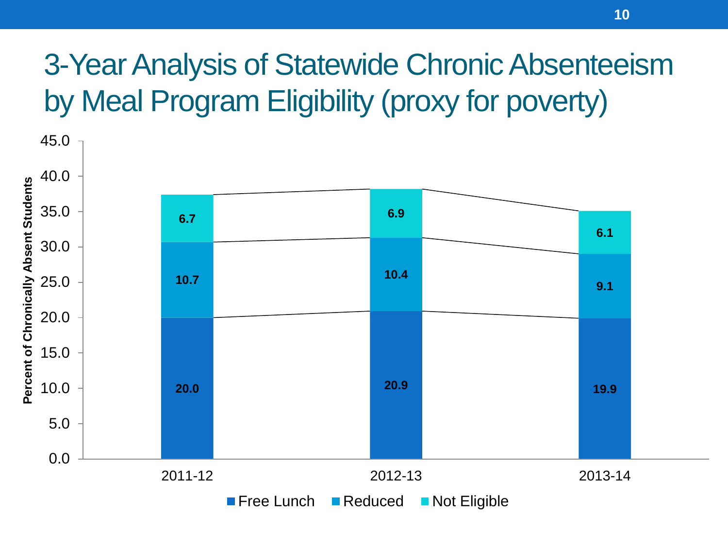# 3-Year Analysis of Statewide Chronic Absenteeism by Meal Program Eligibility (proxy for poverty)

| Year | Free Lunch | Reduced | Not Eligible |
|---|---|---|---|
| 2011-12 | 20.0 | 10.7 | 6.7 |
| 2012-13 | 20.9 | 10.4 | 6.9 |
| 2013-14 | 19.9 | 9.1 | 6.1 |

Percent of Chronically Absent Students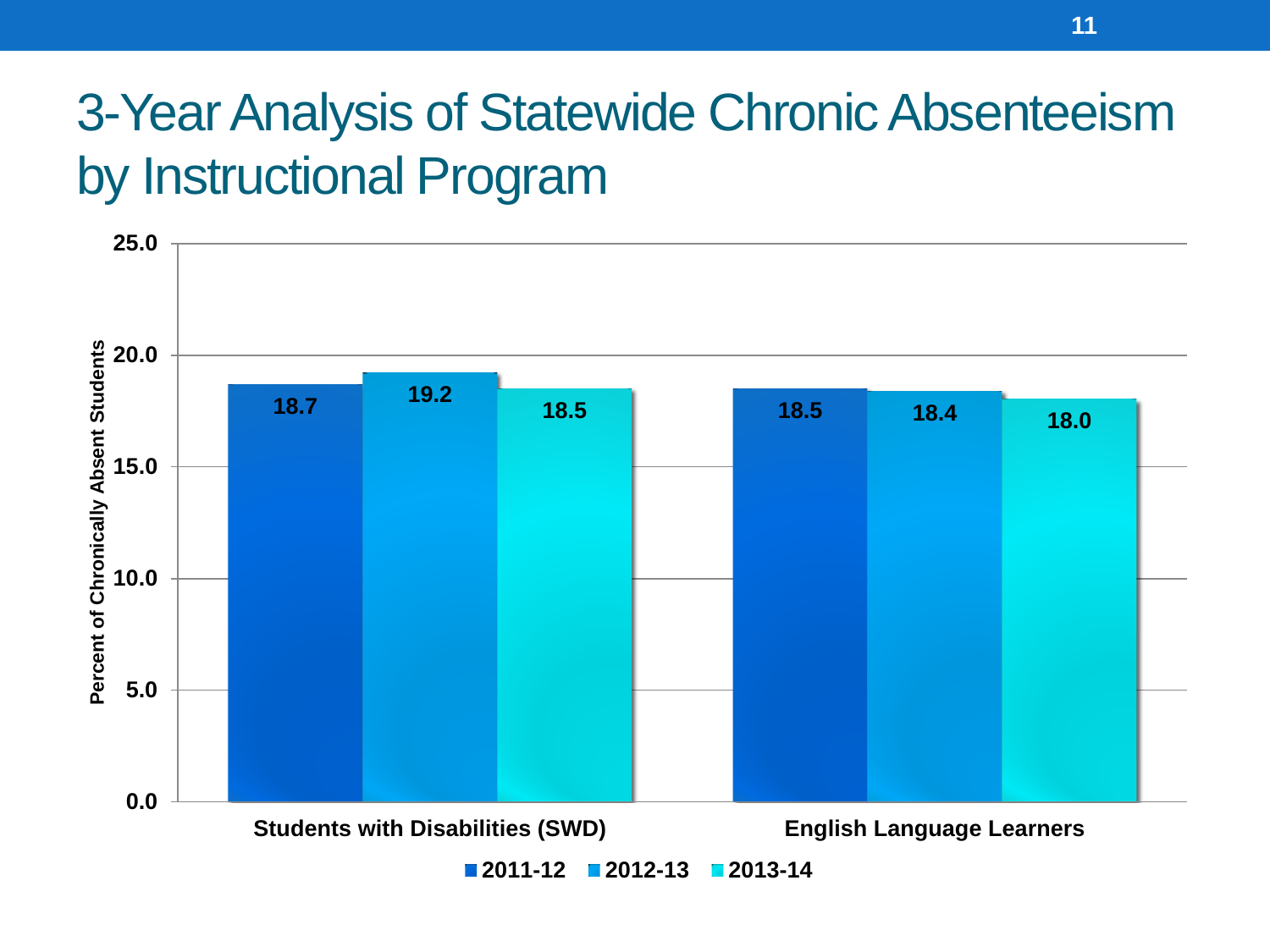# 3-Year Analysis of Statewide Chronic Absenteeism by Instructional Program

| Instructional Program | 2011-12 | 2012-13 | 2013-14 |
|---|---|---|---|
| Students with Disabilities (SWD) | 18.7 | 19.2 | 18.5 |
| English Language Learners | 18.5 | 18.4 | 18.0 |

Percent of Chronically Absent Students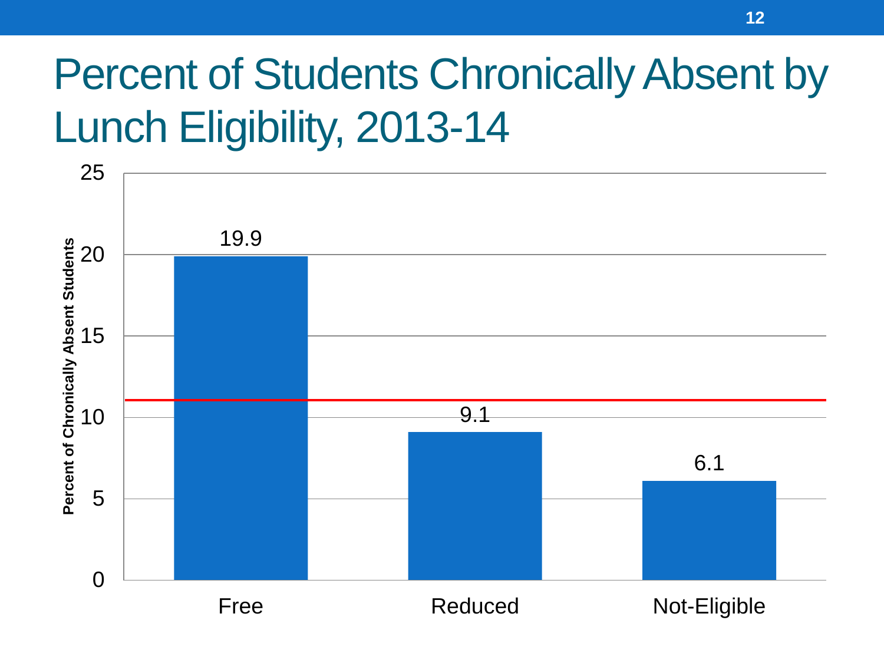# Percent of Students Chronically Absent by Lunch Eligibility, 2013-14

| Lunch Eligibility | Percent of Chronically Absent Students |
|---|---|
| Free | 19.9 |
| Reduced | 9.1 |
| Not-Eligible | 6.1 |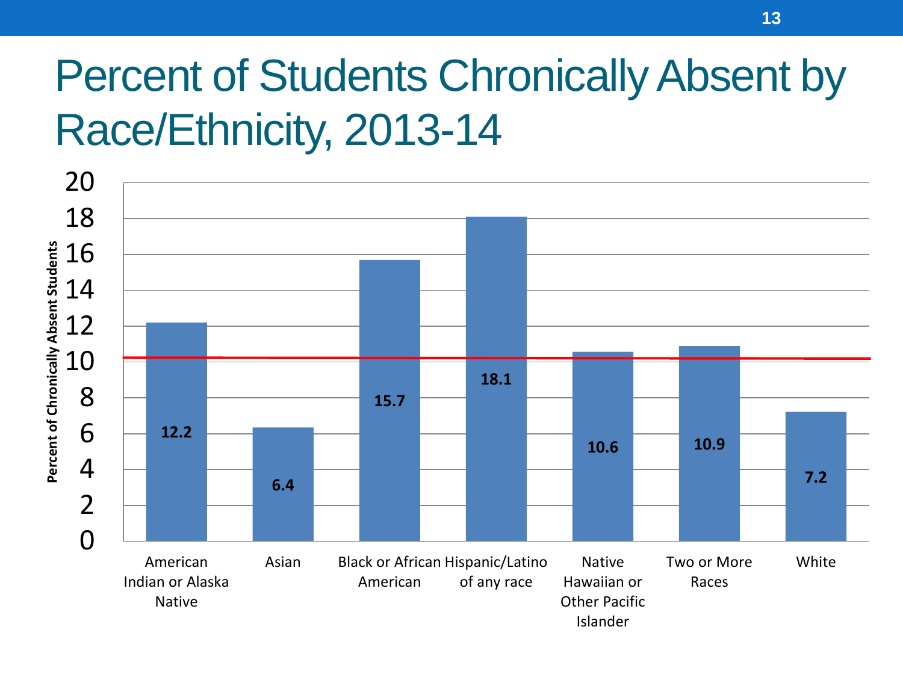# Percent of Students Chronically Absent by Race/Ethnicity, 2013-14

| Race/Ethnicity | Percent of Chronically Absent Students |
|---|---|
| American Indian or Alaska Native | 12.2 |
| Asian | 6.4 |
| Black or African American | 15.7 |
| Hispanic/Latino of any race | 18.1 |
| Native Hawaiian or Other Pacific Islander | 10.6 |
| Two or More Races | 10.9 |
| White | 7.2 |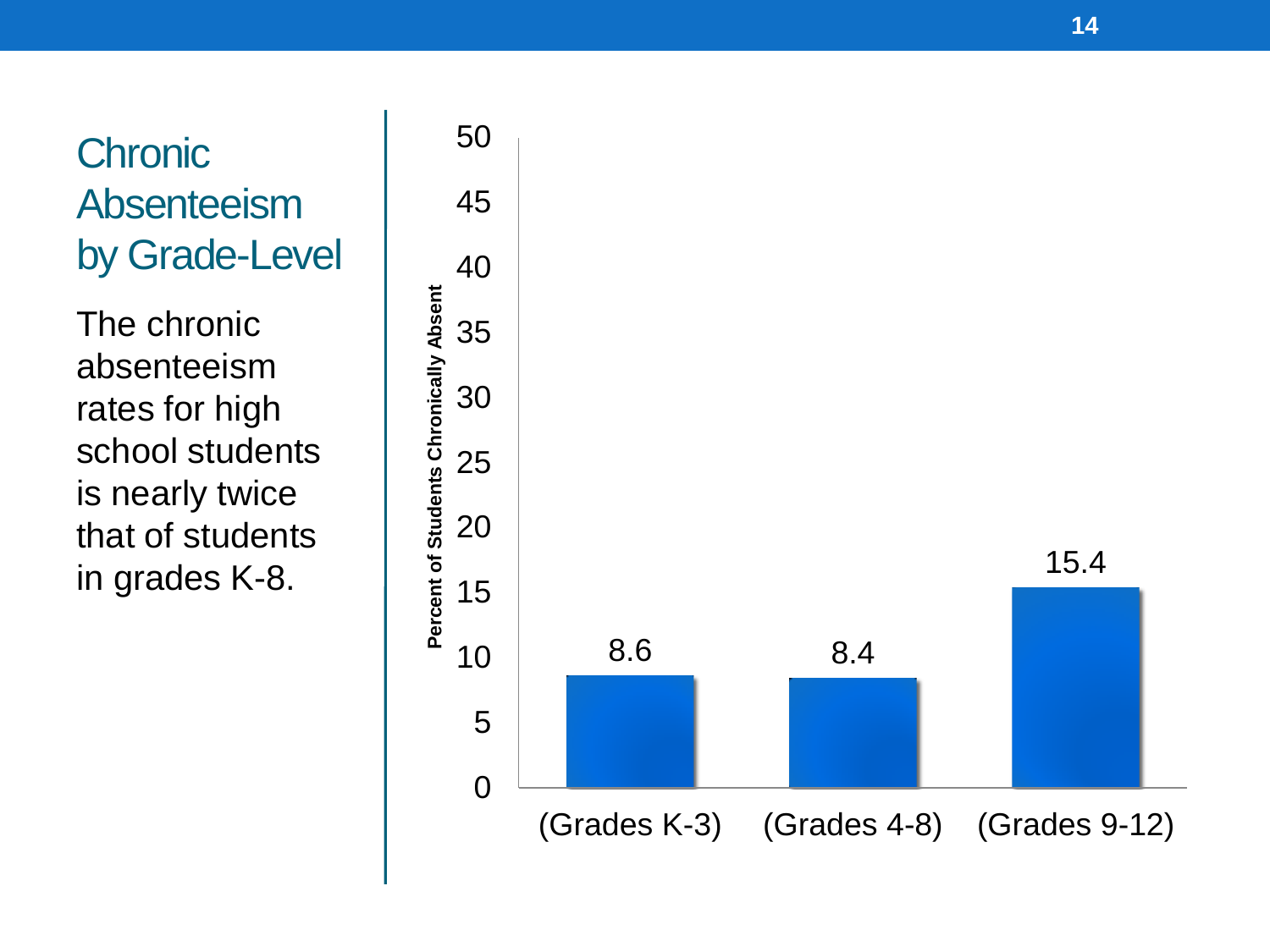# Chronic Absenteeism by Grade-Level

The chronic absenteeism rates for high school students is nearly twice that of students in grades K-8.

| | Percent of Students Chronically Absent |
|---|---|
| (Grades K-3) | 8.6 |
| (Grades 4-8) | 8.4 |
| (Grades 9-12) | 15.4 |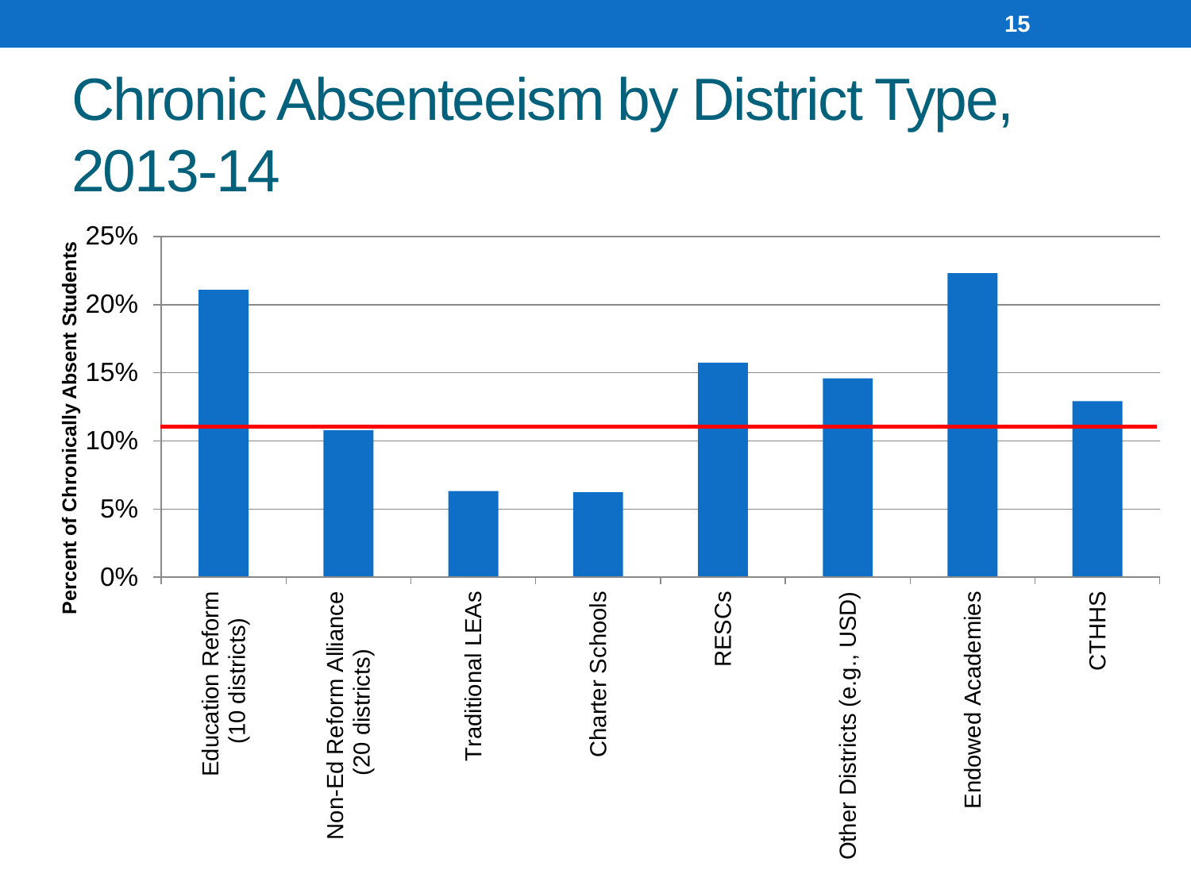# Chronic Absenteeism by District Type, 2013-14

Percent of Chronically Absent Students

25%
20%
15%
10%
5%
0%

Education Reform (10 districts)
Non-Ed Reform Alliance (20 districts)
Traditional LEAs
Charter Schools
RESCs
Other Districts (e.g., USD)
Endowed Academies
CTHHS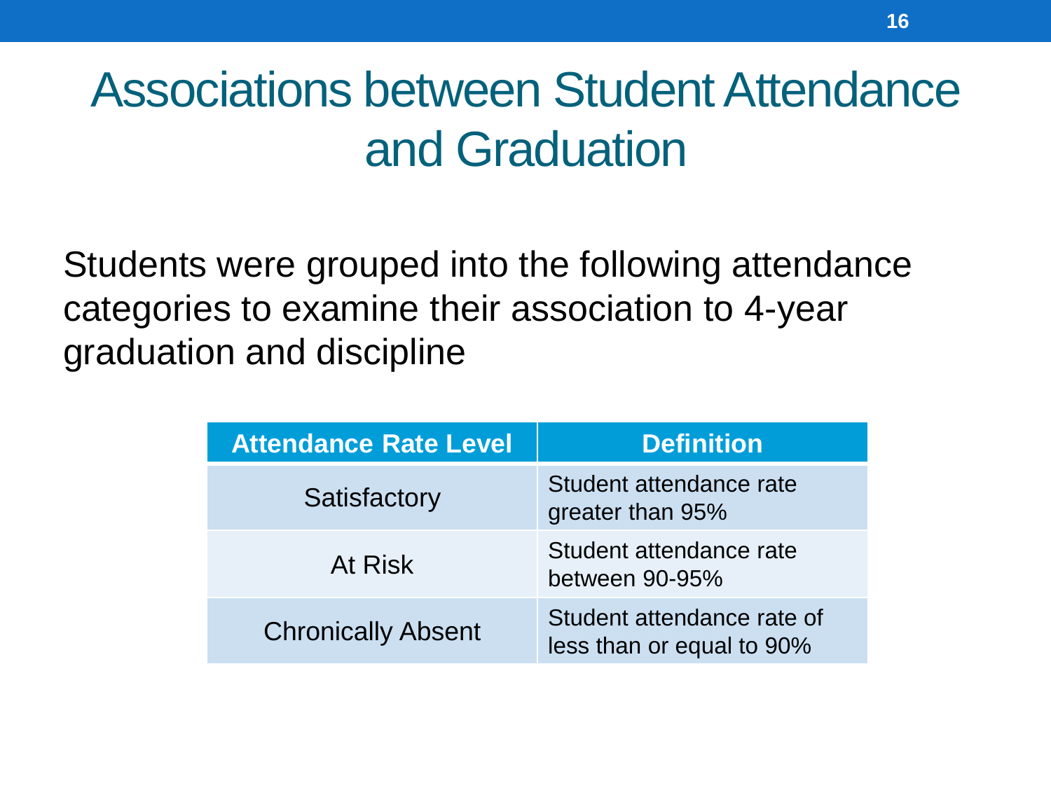# Associations between Student Attendance and Graduation

Students were grouped into the following attendance categories to examine their association to 4-year graduation and discipline

| Attendance Rate Level | Definition |
| --- | --- |
| Satisfactory | Student attendance rate greater than 95% |
| At Risk | Student attendance rate between 90-95% |
| Chronically Absent | Student attendance rate of less than or equal to 90% |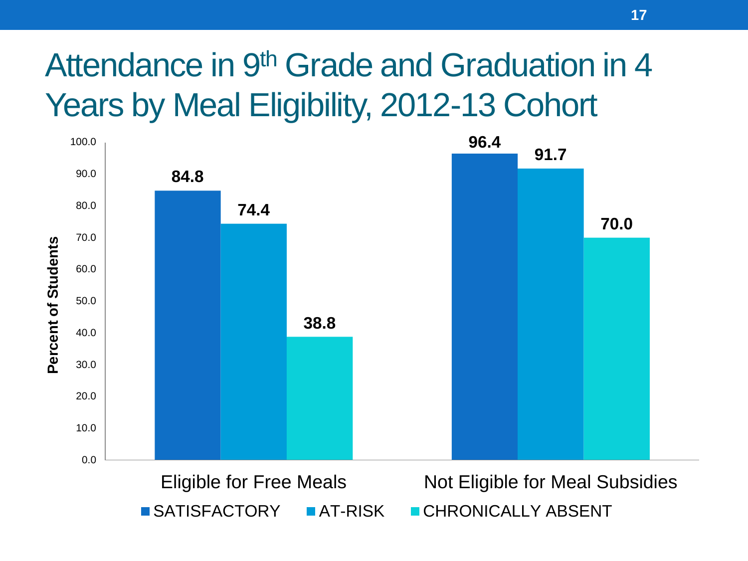# Attendance in 9th Grade and Graduation in 4 Years by Meal Eligibility, 2012-13 Cohort

| | SATISFACTORY | AT-RISK | CHRONICALLY ABSENT |
|---|---|---|---|
| Eligible for Free Meals | 84.8 | 74.4 | 38.8 |
| Not Eligible for Meal Subsidies | 96.4 | 91.7 | 70.0 |

Percent of Students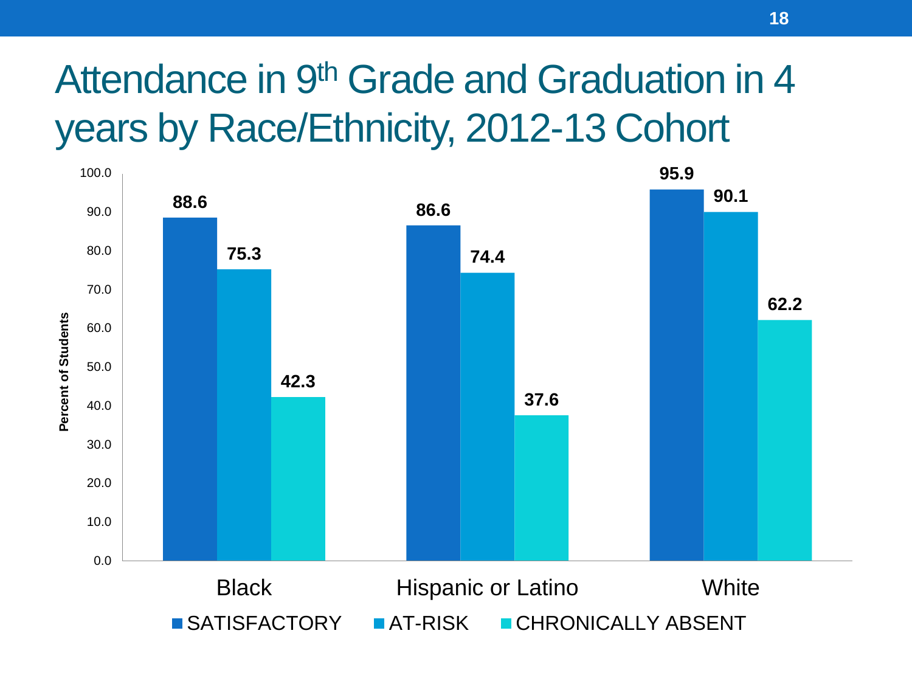# Attendance in 9th Grade and Graduation in 4 years by Race/Ethnicity, 2012-13 Cohort

| Percent of Students | SATISFACTORY | AT-RISK | CHRONICALLY ABSENT |
|---|---|---|---|
| Black | 88.6 | 75.3 | 42.3 |
| Hispanic or Latino | 86.6 | 74.4 | 37.6 |
| White | 95.9 | 90.1 | 62.2 |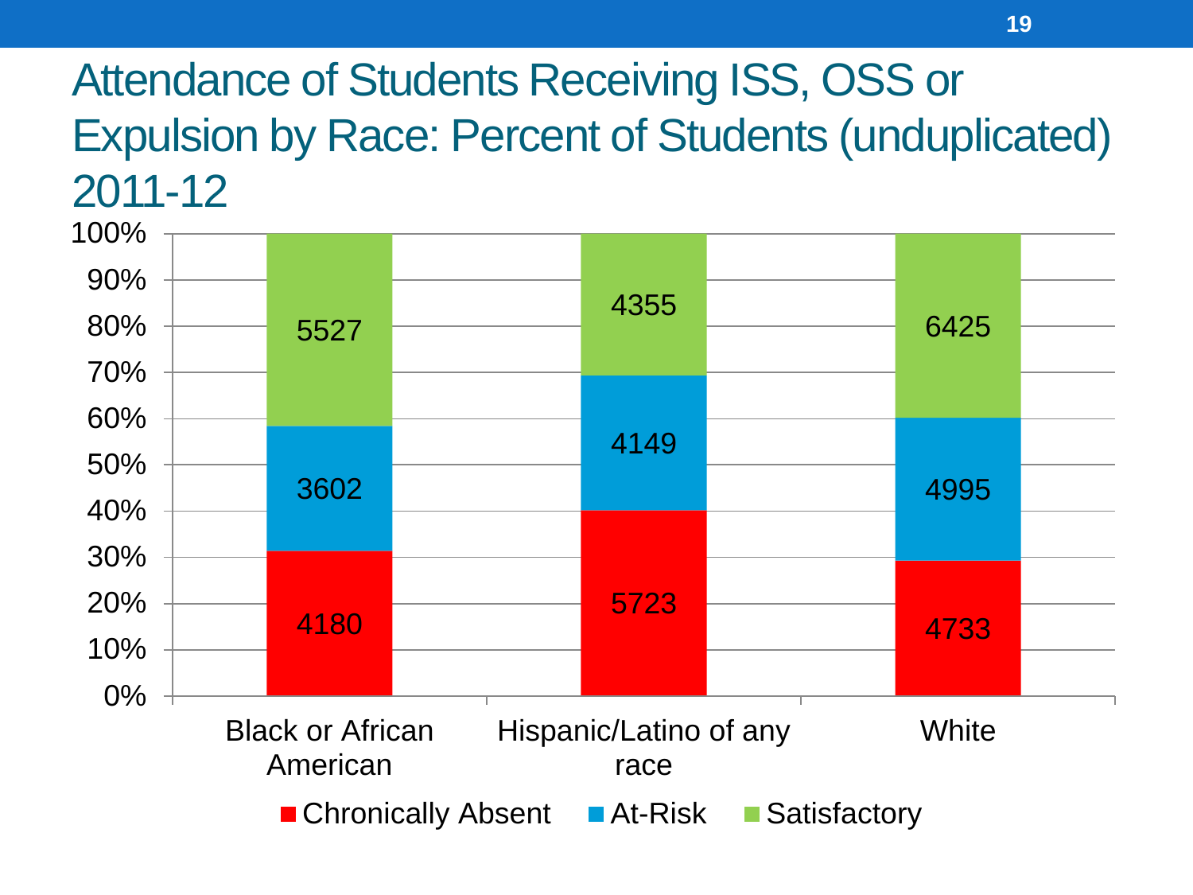# Attendance of Students Receiving ISS, OSS or Expulsion by Race: Percent of Students (unduplicated) 2011-12

| | Chronically Absent | At-Risk | Satisfactory |
|---|---|---|---|
| Black or African American | 4180 | 3602 | 5527 |
| Hispanic/Latino of any race | 5723 | 4149 | 4355 |
| White | 4733 | 4995 | 6425 |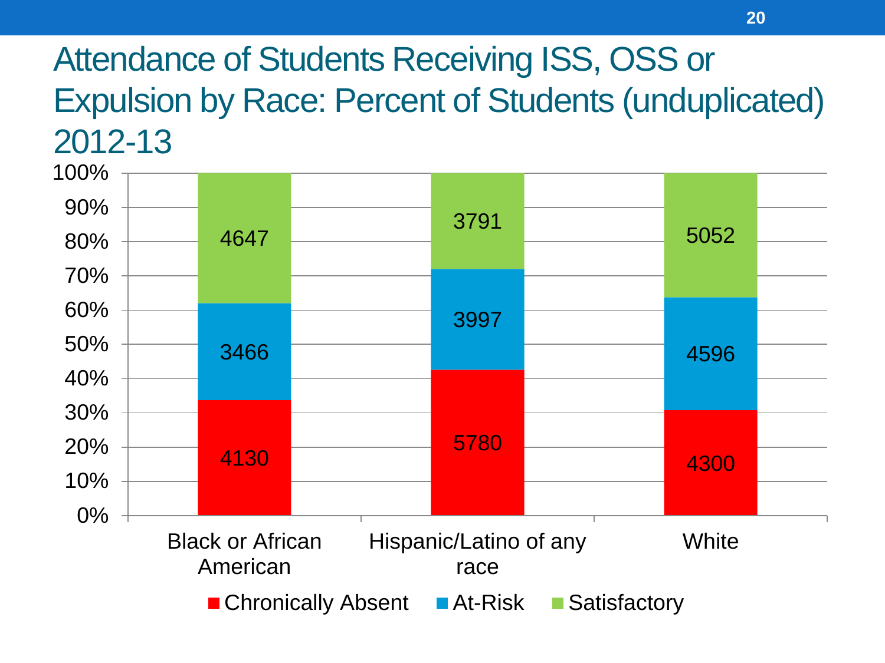# Attendance of Students Receiving ISS, OSS or Expulsion by Race: Percent of Students (unduplicated) 2012-13

| | Chronically Absent | At-Risk | Satisfactory |
|---|---|---|---|
| Black or African American | 4130 | 3466 | 4647 |
| Hispanic/Latino of any race | 5780 | 3997 | 3791 |
| White | 4300 | 4596 | 5052 |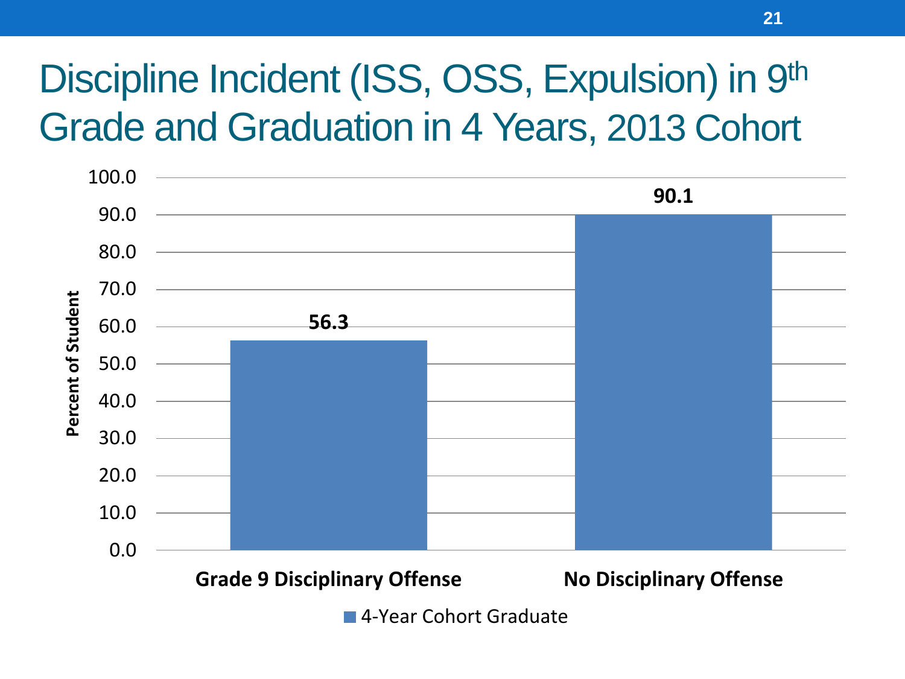# Discipline Incident (ISS, OSS, Expulsion) in 9th Grade and Graduation in 4 Years, 2013 Cohort

| | Grade 9 Disciplinary Offense | No Disciplinary Offense |
|---|---|---|
| 4-Year Cohort Graduate (Percent of Student) | 56.3 | 90.1 |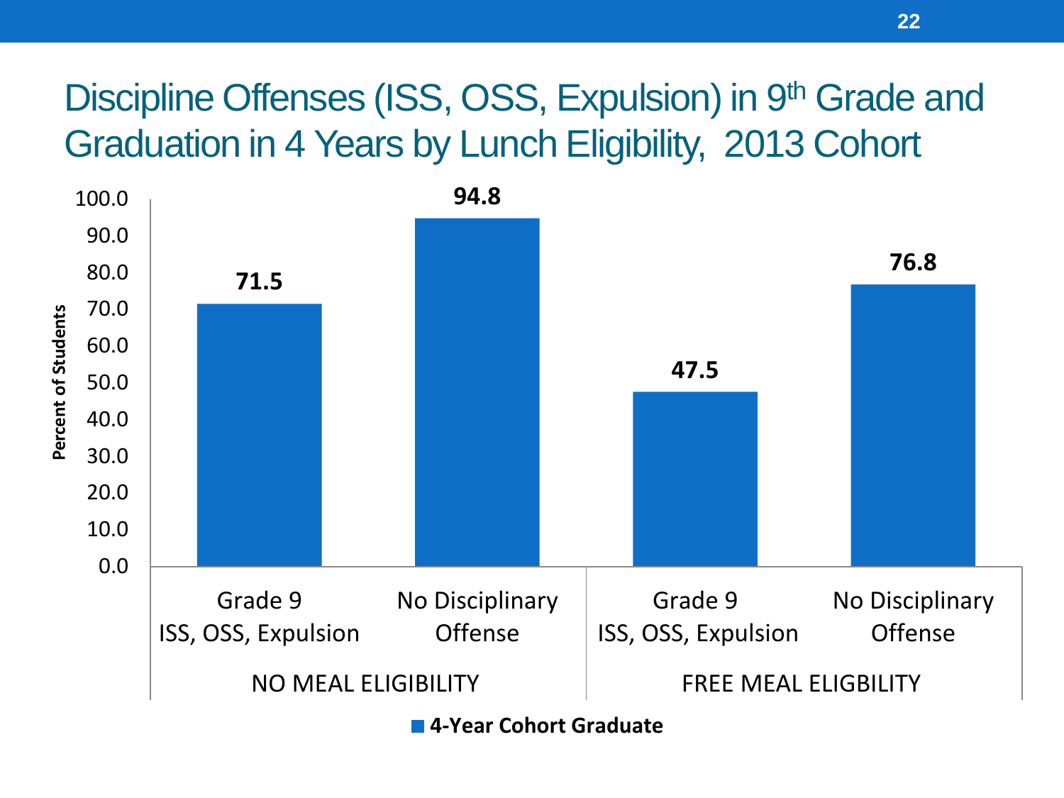# Discipline Offenses (ISS, OSS, Expulsion) in 9th Grade and Graduation in 4 Years by Lunch Eligibility, 2013 Cohort

| | NO MEAL ELIGIBILITY | | FREE MEAL ELIGBILITY | |
|---|---|---|---|---|
| | Grade 9 ISS, OSS, Expulsion | No Disciplinary Offense | Grade 9 ISS, OSS, Expulsion | No Disciplinary Offense |
| 4-Year Cohort Graduate (Percent of Students) | 71.5 | 94.8 | 47.5 | 76.8 |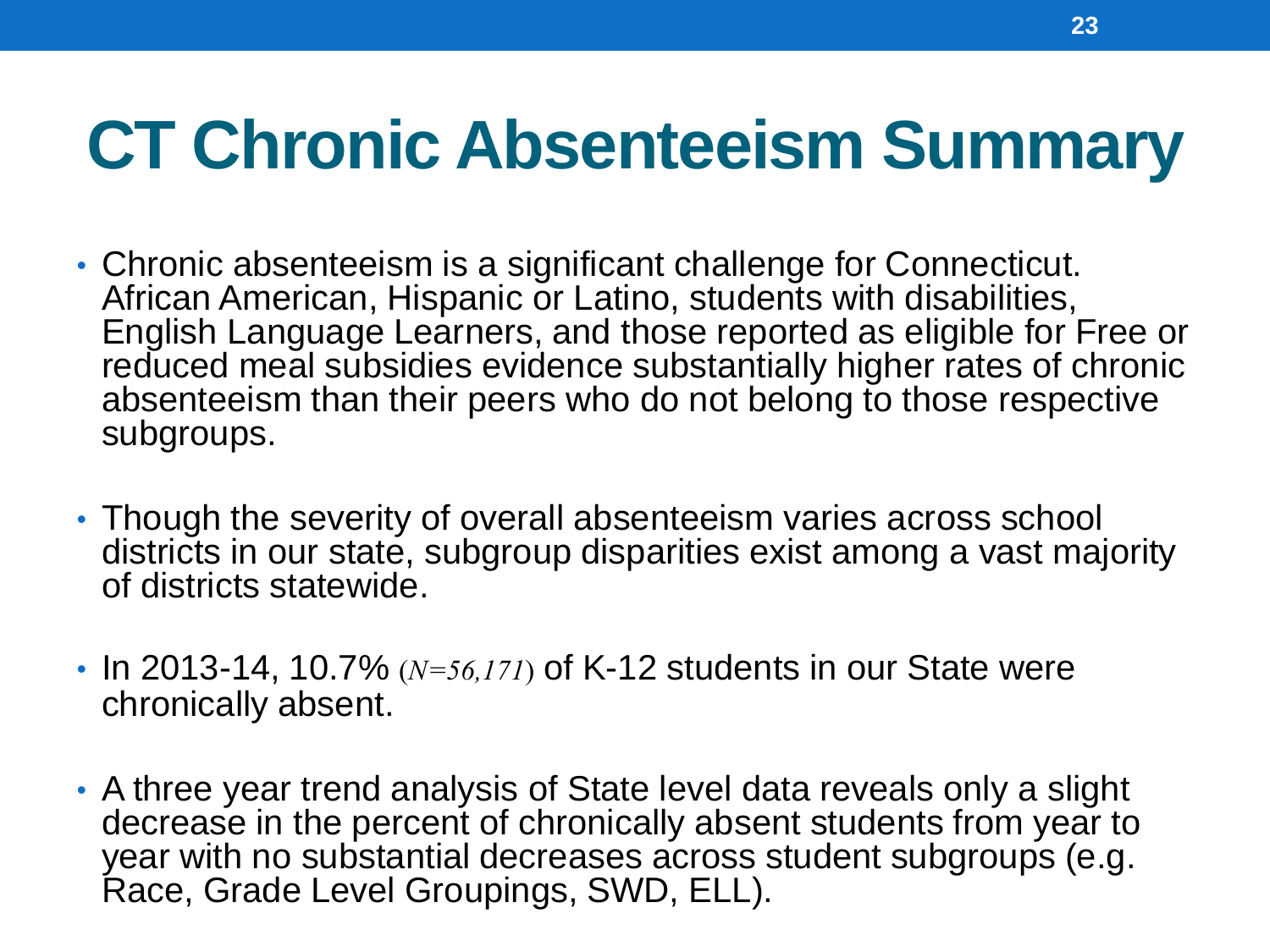# CT Chronic Absenteeism Summary

- Chronic absenteeism is a significant challenge for Connecticut. African American, Hispanic or Latino, students with disabilities, English Language Learners, and those reported as eligible for Free or reduced meal subsidies evidence substantially higher rates of chronic absenteeism than their peers who do not belong to those respective subgroups.

- Though the severity of overall absenteeism varies across school districts in our state, subgroup disparities exist among a vast majority of districts statewide.

- In 2013-14, 10.7% (*N=56,171*) of K-12 students in our State were chronically absent.

- A three year trend analysis of State level data reveals only a slight decrease in the percent of chronically absent students from year to year with no substantial decreases across student subgroups (e.g. Race, Grade Level Groupings, SWD, ELL).